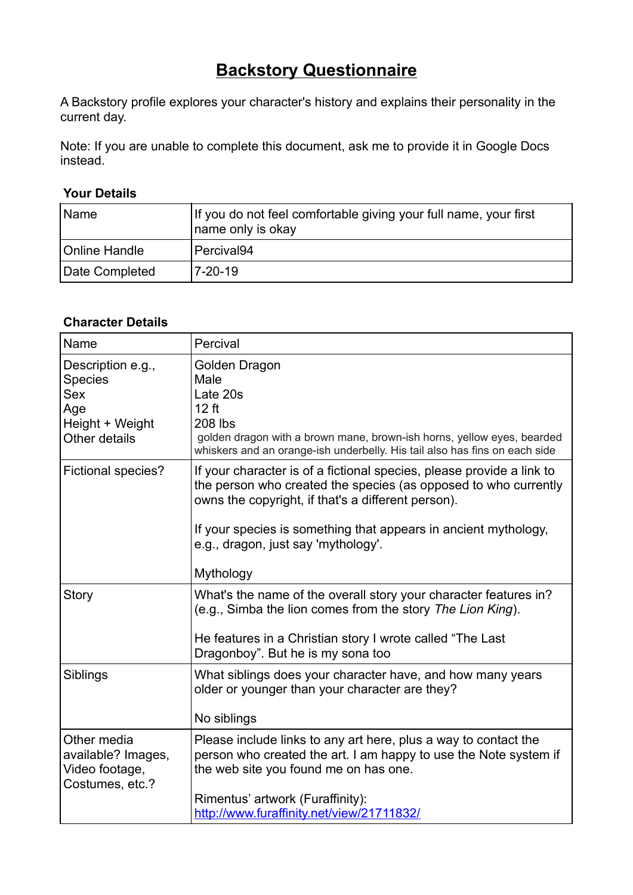# Backstory Questionnaire

A Backstory profile explores your character's history and explains their personality in the current day.

Note: If you are unable to complete this document, ask me to provide it in Google Docs instead.

### Your Details

| | |
|---|---|
| Name | If you do not feel comfortable giving your full name, your first name only is okay |
| Online Handle | Percival94 |
| Date Completed | 7-20-19 |

### Character Details

| | |
|---|---|
| Name | Percival |
| Description e.g.,<br>Species<br>Sex<br>Age<br>Height + Weight<br>Other details | Golden Dragon<br>Male<br>Late 20s<br>12 ft<br>208 lbs<br>golden dragon with a brown mane, brown-ish horns, yellow eyes, bearded whiskers and an orange-ish underbelly. His tail also has fins on each side |
| Fictional species? | If your character is of a fictional species, please provide a link to the person who created the species (as opposed to who currently owns the copyright, if that's a different person).<br><br>If your species is something that appears in ancient mythology, e.g., dragon, just say 'mythology'.<br><br>Mythology |
| Story | What's the name of the overall story your character features in? (e.g., Simba the lion comes from the story *The Lion King*).<br><br>He features in a Christian story I wrote called "The Last Dragonboy". But he is my sona too |
| Siblings | What siblings does your character have, and how many years older or younger than your character are they?<br><br>No siblings |
| Other media available? Images, Video footage, Costumes, etc.? | Please include links to any art here, plus a way to contact the person who created the art. I am happy to use the Note system if the web site you found me on has one.<br><br>Rimentus' artwork (Furaffinity):<br>[http://www.furaffinity.net/view/21711832/](http://www.furaffinity.net/view/21711832/) |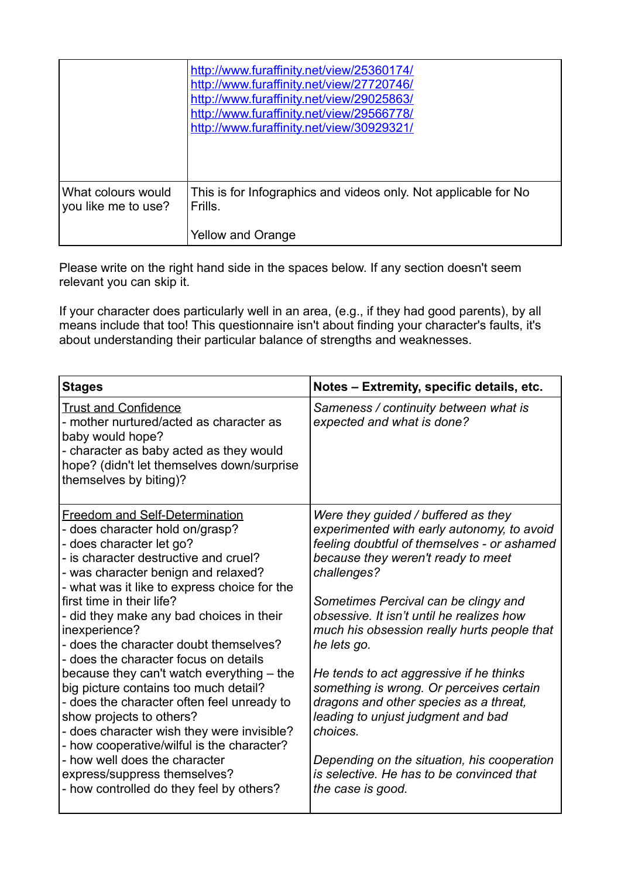| | |
|---|---|
| | http://www.furaffinity.net/view/25360174/<br>http://www.furaffinity.net/view/27720746/<br>http://www.furaffinity.net/view/29025863/<br>http://www.furaffinity.net/view/29566778/<br>http://www.furaffinity.net/view/30929321/ |
| What colours would you like me to use? | This is for Infographics and videos only. Not applicable for No Frills.<br><br>Yellow and Orange |

Please write on the right hand side in the spaces below. If any section doesn't seem relevant you can skip it.

If your character does particularly well in an area, (e.g., if they had good parents), by all means include that too! This questionnaire isn't about finding your character's faults, it's about understanding their particular balance of strengths and weaknesses.

| **Stages** | **Notes – Extremity, specific details, etc.** |
|---|---|
| <u>Trust and Confidence</u><br>- mother nurtured/acted as character as baby would hope?<br>- character as baby acted as they would hope? (didn't let themselves down/surprise themselves by biting)? | *Sameness / continuity between what is expected and what is done?* |
| <u>Freedom and Self-Determination</u><br>- does character hold on/grasp?<br>- does character let go?<br>- is character destructive and cruel?<br>- was character benign and relaxed?<br>- what was it like to express choice for the first time in their life?<br>- did they make any bad choices in their inexperience?<br>- does the character doubt themselves?<br>- does the character focus on details because they can't watch everything – the big picture contains too much detail?<br>- does the character often feel unready to show projects to others?<br>- does character wish they were invisible?<br>- how cooperative/wilful is the character?<br>- how well does the character express/suppress themselves?<br>- how controlled do they feel by others? | *Were they guided / buffered as they experimented with early autonomy, to avoid feeling doubtful of themselves - or ashamed because they weren't ready to meet challenges?*<br><br>*Sometimes Percival can be clingy and obsessive. It isn't until he realizes how much his obsession really hurts people that he lets go.*<br><br>*He tends to act aggressive if he thinks something is wrong. Or perceives certain dragons and other species as a threat, leading to unjust judgment and bad choices.*<br><br>*Depending on the situation, his cooperation is selective. He has to be convinced that the case is good.* |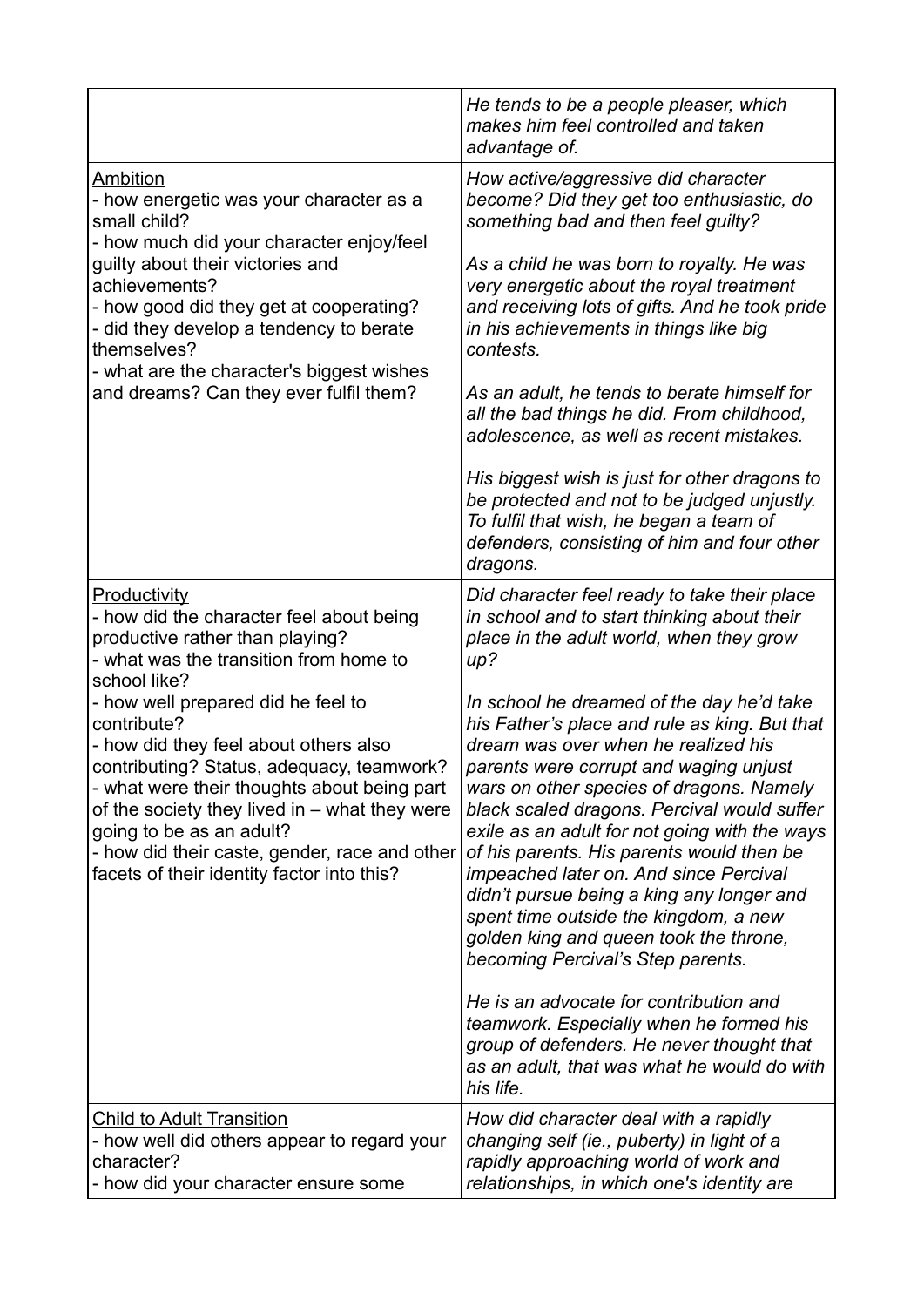| | |
|---|---|
| | *He tends to be a people pleaser, which makes him feel controlled and taken advantage of.* |
| <u>Ambition</u><br>- how energetic was your character as a small child?<br>- how much did your character enjoy/feel guilty about their victories and achievements?<br>- how good did they get at cooperating?<br>- did they develop a tendency to berate themselves?<br>- what are the character's biggest wishes and dreams? Can they ever fulfil them? | *How active/aggressive did character become? Did they get too enthusiastic, do something bad and then feel guilty?*<br><br>*As a child he was born to royalty. He was very energetic about the royal treatment and receiving lots of gifts. And he took pride in his achievements in things like big contests.*<br><br>*As an adult, he tends to berate himself for all the bad things he did. From childhood, adolescence, as well as recent mistakes.*<br><br>*His biggest wish is just for other dragons to be protected and not to be judged unjustly. To fulfil that wish, he began a team of defenders, consisting of him and four other dragons.* |
| <u>Productivity</u><br>- how did the character feel about being productive rather than playing?<br>- what was the transition from home to school like?<br>- how well prepared did he feel to contribute?<br>- how did they feel about others also contributing? Status, adequacy, teamwork?<br>- what were their thoughts about being part of the society they lived in – what they were going to be as an adult?<br>- how did their caste, gender, race and other facets of their identity factor into this? | *Did character feel ready to take their place in school and to start thinking about their place in the adult world, when they grow up?*<br><br>*In school he dreamed of the day he'd take his Father's place and rule as king. But that dream was over when he realized his parents were corrupt and waging unjust wars on other species of dragons. Namely black scaled dragons. Percival would suffer exile as an adult for not going with the ways of his parents. His parents would then be impeached later on. And since Percival didn't pursue being a king any longer and spent time outside the kingdom, a new golden king and queen took the throne, becoming Percival's Step parents.*<br><br>*He is an advocate for contribution and teamwork. Especially when he formed his group of defenders. He never thought that as an adult, that was what he would do with his life.* |
| <u>Child to Adult Transition</u><br>- how well did others appear to regard your character?<br>- how did your character ensure some | *How did character deal with a rapidly changing self (ie., puberty) in light of a rapidly approaching world of work and relationships, in which one's identity are* |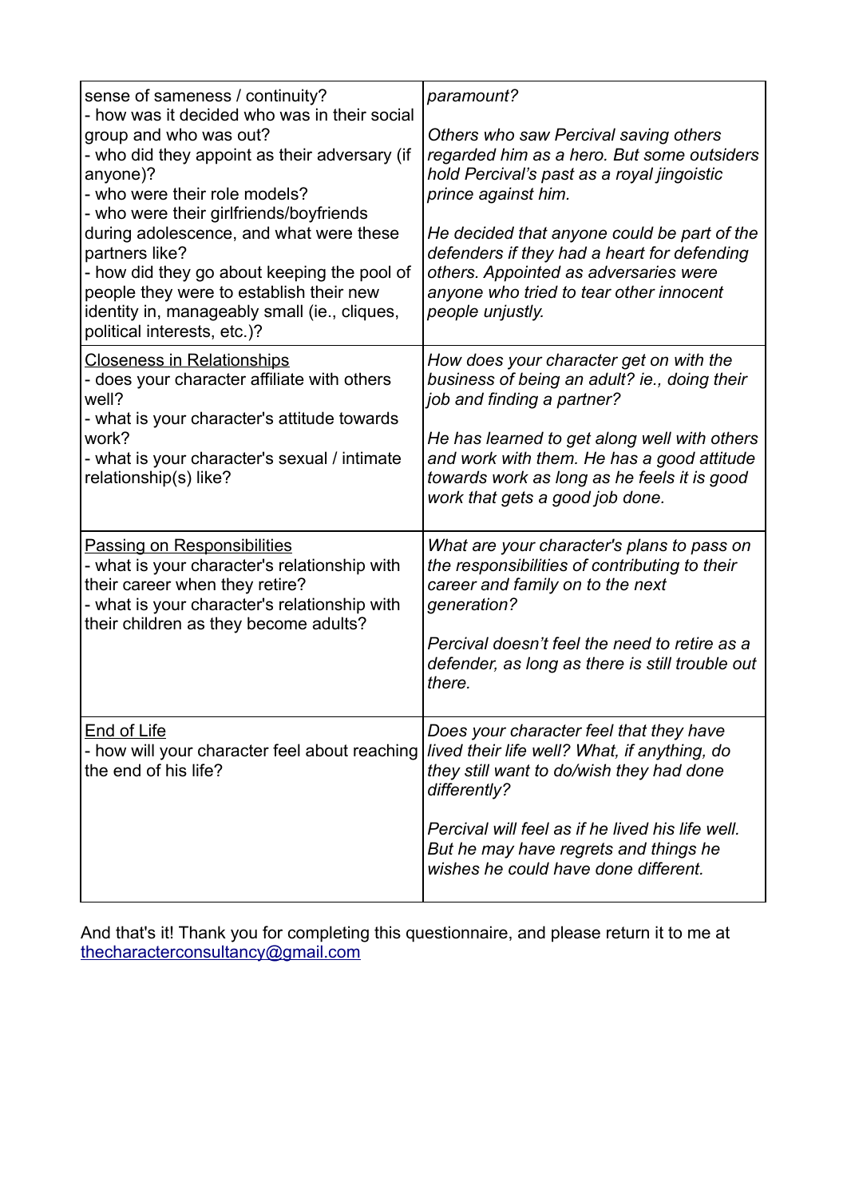| | |
|---|---|
| sense of sameness / continuity?<br>- how was it decided who was in their social group and who was out?<br>- who did they appoint as their adversary (if anyone)?<br>- who were their role models?<br>- who were their girlfriends/boyfriends during adolescence, and what were these partners like?<br>- how did they go about keeping the pool of people they were to establish their new identity in, manageably small (ie., cliques, political interests, etc.)? | *paramount?*<br><br>*Others who saw Percival saving others regarded him as a hero. But some outsiders hold Percival's past as a royal jingoistic prince against him.*<br><br>*He decided that anyone could be part of the defenders if they had a heart for defending others. Appointed as adversaries were anyone who tried to tear other innocent people unjustly.* |
| Closeness in Relationships<br>- does your character affiliate with others well?<br>- what is your character's attitude towards work?<br>- what is your character's sexual / intimate relationship(s) like? | *How does your character get on with the business of being an adult? ie., doing their job and finding a partner?*<br><br>*He has learned to get along well with others and work with them. He has a good attitude towards work as long as he feels it is good work that gets a good job done.* |
| Passing on Responsibilities<br>- what is your character's relationship with their career when they retire?<br>- what is your character's relationship with their children as they become adults? | *What are your character's plans to pass on the responsibilities of contributing to their career and family on to the next generation?*<br><br>*Percival doesn't feel the need to retire as a defender, as long as there is still trouble out there.* |
| End of Life<br>- how will your character feel about reaching the end of his life? | *Does your character feel that they have lived their life well? What, if anything, do they still want to do/wish they had done differently?*<br><br>*Percival will feel as if he lived his life well. But he may have regrets and things he wishes he could have done different.* |

And that's it! Thank you for completing this questionnaire, and please return it to me at thecharacterconsultancy@gmail.com